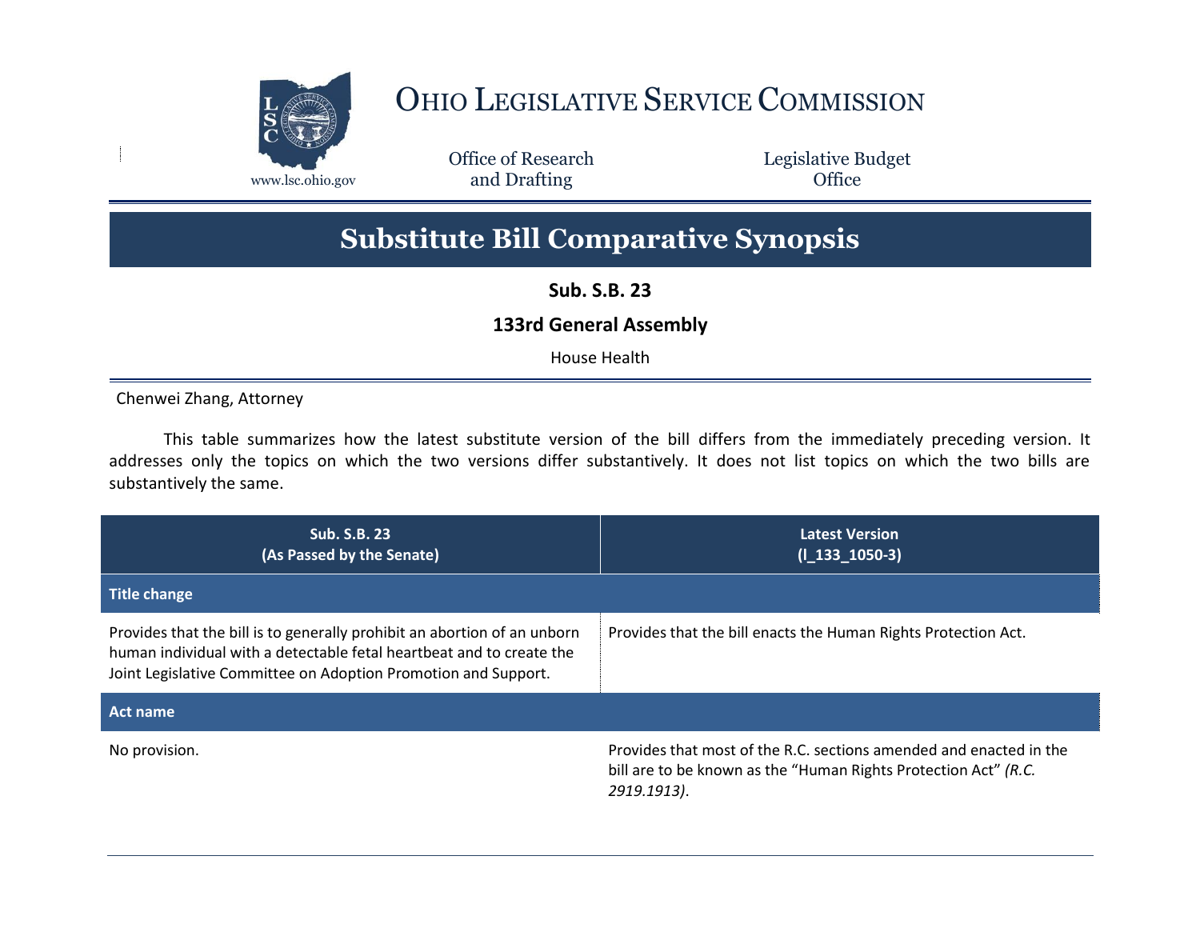# OHIO LEGISLATIVE SERVICE COMMISSION

www.lsc.ohio.gov

Office of Research and Drafting

Legislative Budget Office

# Substitute Bill Comparative Synopsis

**Sub. S.B. 23**

**133rd General Assembly**

House Health

Chenwei Zhang, Attorney

This table summarizes how the latest substitute version of the bill differs from the immediately preceding version. It addresses only the topics on which the two versions differ substantively. It does not list topics on which the two bills are substantively the same.

| Sub. S.B. 23<br>(As Passed by the Senate) | Latest Version<br>(l_133_1050-3) |
|---|---|
| **Title change** | |
| Provides that the bill is to generally prohibit an abortion of an unborn human individual with a detectable fetal heartbeat and to create the Joint Legislative Committee on Adoption Promotion and Support. | Provides that the bill enacts the Human Rights Protection Act. |
| **Act name** | |
| No provision. | Provides that most of the R.C. sections amended and enacted in the bill are to be known as the "Human Rights Protection Act" *(R.C. 2919.1913)*. |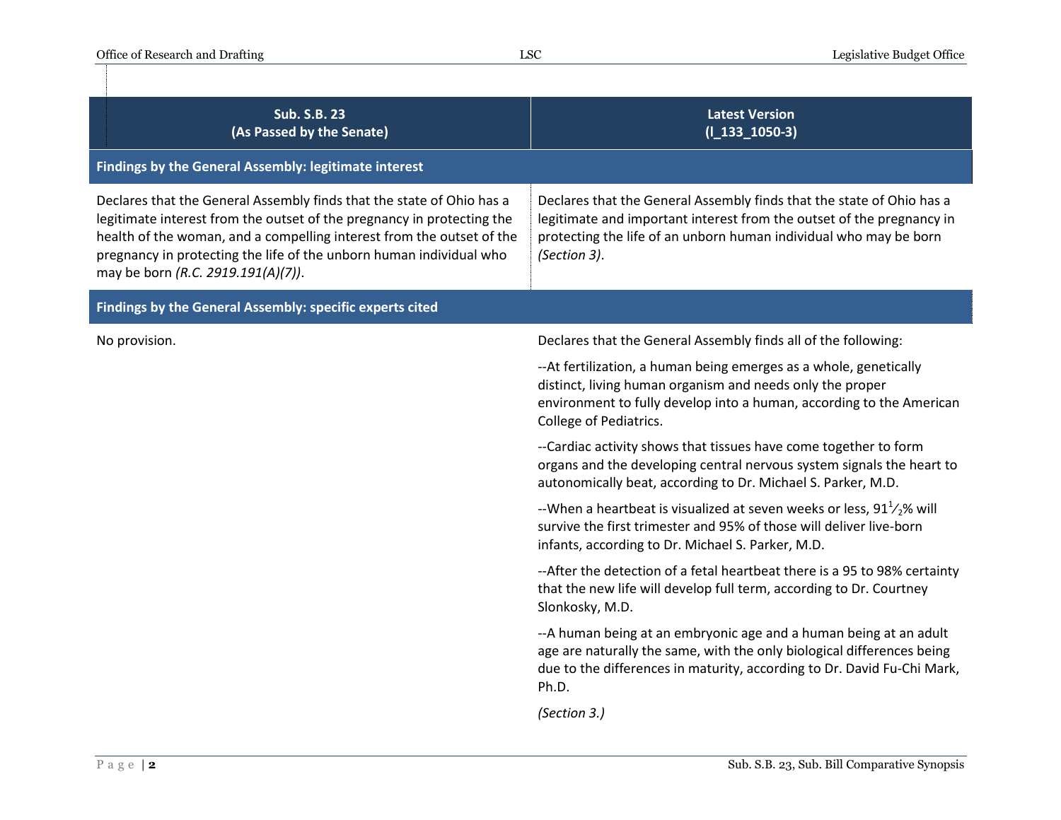| Sub. S.B. 23 (As Passed by the Senate) | Latest Version (l_133_1050-3) |
|---|---|
| **Findings by the General Assembly: legitimate interest** | |
| Declares that the General Assembly finds that the state of Ohio has a legitimate interest from the outset of the pregnancy in protecting the health of the woman, and a compelling interest from the outset of the pregnancy in protecting the life of the unborn human individual who may be born *(R.C. 2919.191(A)(7))*. | Declares that the General Assembly finds that the state of Ohio has a legitimate and important interest from the outset of the pregnancy in protecting the life of an unborn human individual who may be born *(Section 3)*. |
| **Findings by the General Assembly: specific experts cited** | |
| No provision. | Declares that the General Assembly finds all of the following:<br><br>--At fertilization, a human being emerges as a whole, genetically distinct, living human organism and needs only the proper environment to fully develop into a human, according to the American College of Pediatrics.<br><br>--Cardiac activity shows that tissues have come together to form organs and the developing central nervous system signals the heart to autonomically beat, according to Dr. Michael S. Parker, M.D.<br><br>--When a heartbeat is visualized at seven weeks or less, 91½% will survive the first trimester and 95% of those will deliver live-born infants, according to Dr. Michael S. Parker, M.D.<br><br>--After the detection of a fetal heartbeat there is a 95 to 98% certainty that the new life will develop full term, according to Dr. Courtney Slonkosky, M.D.<br><br>--A human being at an embryonic age and a human being at an adult age are naturally the same, with the only biological differences being due to the differences in maturity, according to Dr. David Fu-Chi Mark, Ph.D.<br><br>*(Section 3.)* |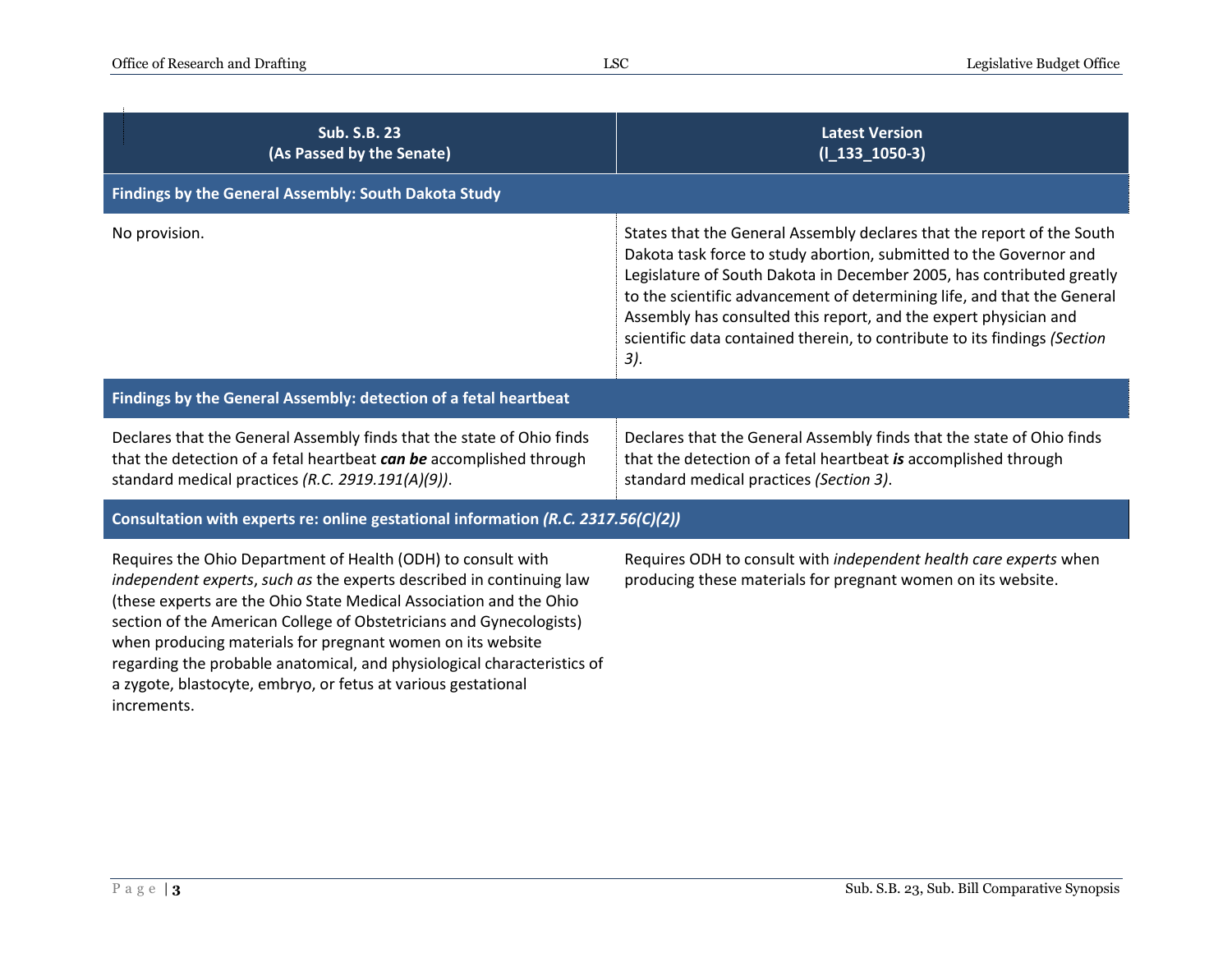| Sub. S.B. 23 (As Passed by the Senate) | Latest Version (l_133_1050-3) |
|---|---|
| **Findings by the General Assembly: South Dakota Study** | |
| No provision. | States that the General Assembly declares that the report of the South Dakota task force to study abortion, submitted to the Governor and Legislature of South Dakota in December 2005, has contributed greatly to the scientific advancement of determining life, and that the General Assembly has consulted this report, and the expert physician and scientific data contained therein, to contribute to its findings *(Section 3)*. |
| **Findings by the General Assembly: detection of a fetal heartbeat** | |
| Declares that the General Assembly finds that the state of Ohio finds that the detection of a fetal heartbeat ***can be*** accomplished through standard medical practices *(R.C. 2919.191(A)(9))*. | Declares that the General Assembly finds that the state of Ohio finds that the detection of a fetal heartbeat ***is*** accomplished through standard medical practices *(Section 3)*. |
| **Consultation with experts re: online gestational information *(R.C. 2317.56(C)(2))*** | |
| Requires the Ohio Department of Health (ODH) to consult with *independent experts*, *such as* the experts described in continuing law (these experts are the Ohio State Medical Association and the Ohio section of the American College of Obstetricians and Gynecologists) when producing materials for pregnant women on its website regarding the probable anatomical, and physiological characteristics of a zygote, blastocyte, embryo, or fetus at various gestational increments. | Requires ODH to consult with *independent health care experts* when producing these materials for pregnant women on its website. |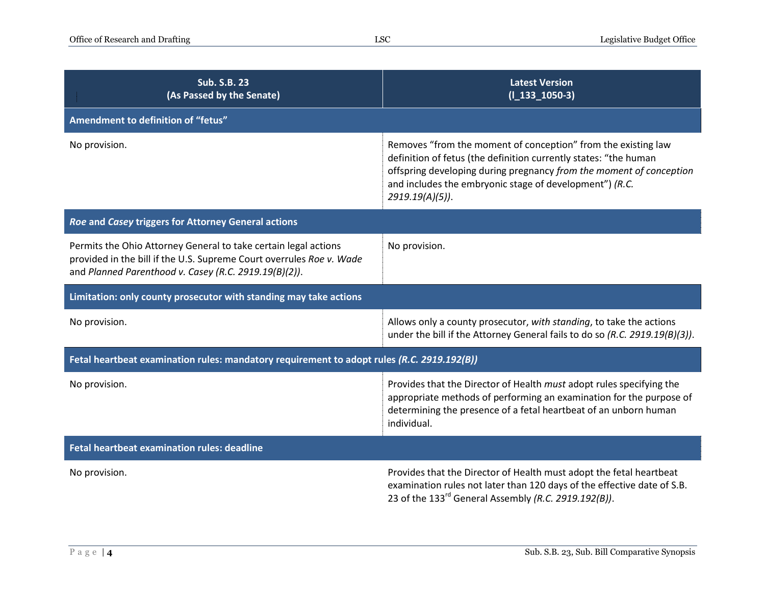| Sub. S.B. 23 (As Passed by the Senate) | Latest Version (l_133_1050-3) |
|---|---|
| **Amendment to definition of "fetus"** | |
| No provision. | Removes "from the moment of conception" from the existing law definition of fetus (the definition currently states: "the human offspring developing during pregnancy *from the moment of conception* and includes the embryonic stage of development") *(R.C. 2919.19(A)(5))*. |
| ***Roe* and *Casey* triggers for Attorney General actions** | |
| Permits the Ohio Attorney General to take certain legal actions provided in the bill if the U.S. Supreme Court overrules *Roe v. Wade* and *Planned Parenthood v. Casey (R.C. 2919.19(B)(2))*. | No provision. |
| **Limitation: only county prosecutor with standing may take actions** | |
| No provision. | Allows only a county prosecutor, *with standing*, to take the actions under the bill if the Attorney General fails to do so *(R.C. 2919.19(B)(3))*. |
| **Fetal heartbeat examination rules: mandatory requirement to adopt rules *(R.C. 2919.192(B))*** | |
| No provision. | Provides that the Director of Health *must* adopt rules specifying the appropriate methods of performing an examination for the purpose of determining the presence of a fetal heartbeat of an unborn human individual. |
| **Fetal heartbeat examination rules: deadline** | |
| No provision. | Provides that the Director of Health must adopt the fetal heartbeat examination rules not later than 120 days of the effective date of S.B. 23 of the 133rd General Assembly *(R.C. 2919.192(B))*. |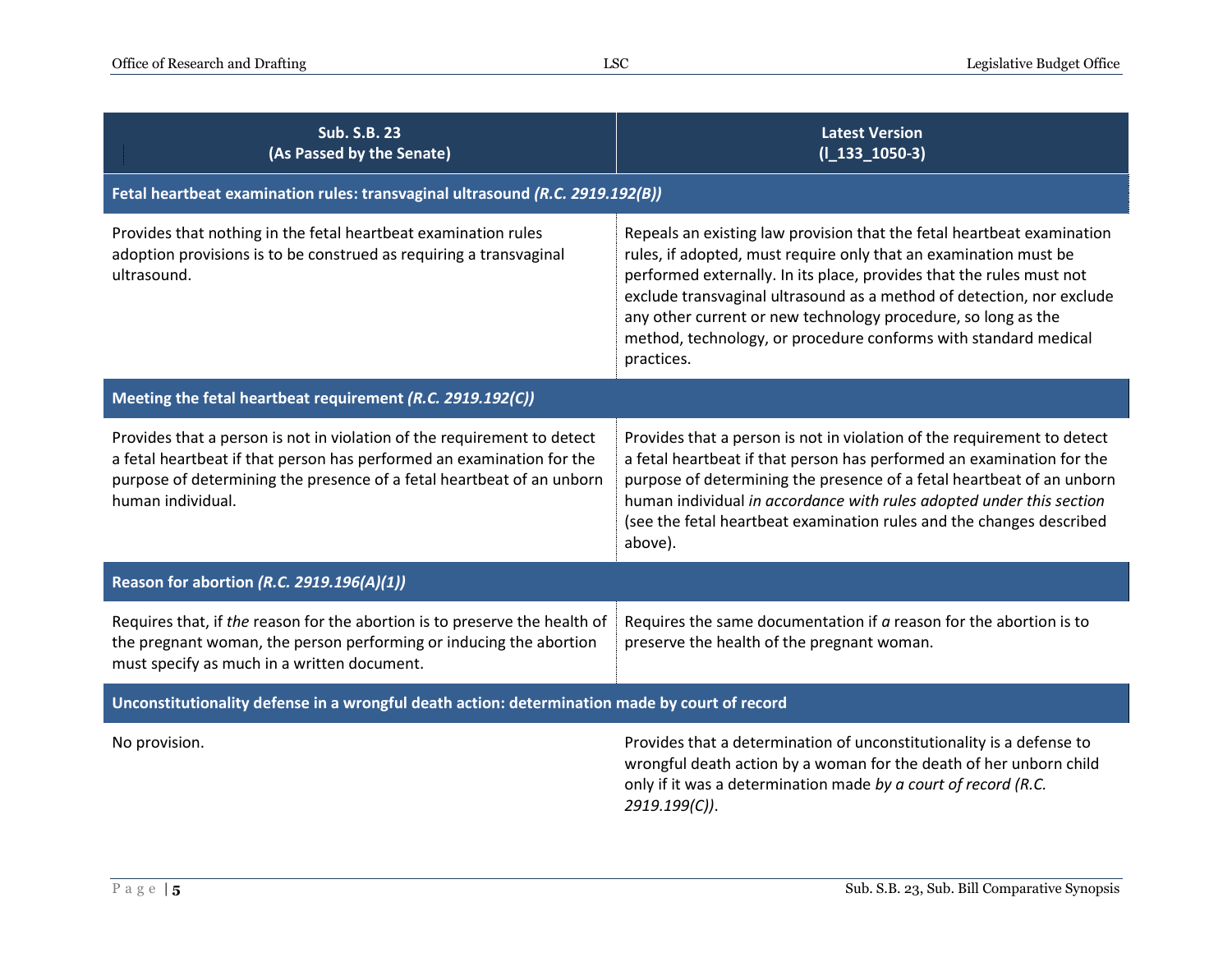| Sub. S.B. 23 (As Passed by the Senate) | Latest Version (l_133_1050-3) |
|---|---|
| **Fetal heartbeat examination rules: transvaginal ultrasound *(R.C. 2919.192(B))*** | |
| Provides that nothing in the fetal heartbeat examination rules adoption provisions is to be construed as requiring a transvaginal ultrasound. | Repeals an existing law provision that the fetal heartbeat examination rules, if adopted, must require only that an examination must be performed externally. In its place, provides that the rules must not exclude transvaginal ultrasound as a method of detection, nor exclude any other current or new technology procedure, so long as the method, technology, or procedure conforms with standard medical practices. |
| **Meeting the fetal heartbeat requirement *(R.C. 2919.192(C))*** | |
| Provides that a person is not in violation of the requirement to detect a fetal heartbeat if that person has performed an examination for the purpose of determining the presence of a fetal heartbeat of an unborn human individual. | Provides that a person is not in violation of the requirement to detect a fetal heartbeat if that person has performed an examination for the purpose of determining the presence of a fetal heartbeat of an unborn human individual *in accordance with rules adopted under this section* (see the fetal heartbeat examination rules and the changes described above). |
| **Reason for abortion *(R.C. 2919.196(A)(1))*** | |
| Requires that, if *the* reason for the abortion is to preserve the health of the pregnant woman, the person performing or inducing the abortion must specify as much in a written document. | Requires the same documentation if *a* reason for the abortion is to preserve the health of the pregnant woman. |
| **Unconstitutionality defense in a wrongful death action: determination made by court of record** | |
| No provision. | Provides that a determination of unconstitutionality is a defense to wrongful death action by a woman for the death of her unborn child only if it was a determination made *by a court of record (R.C. 2919.199(C))*. |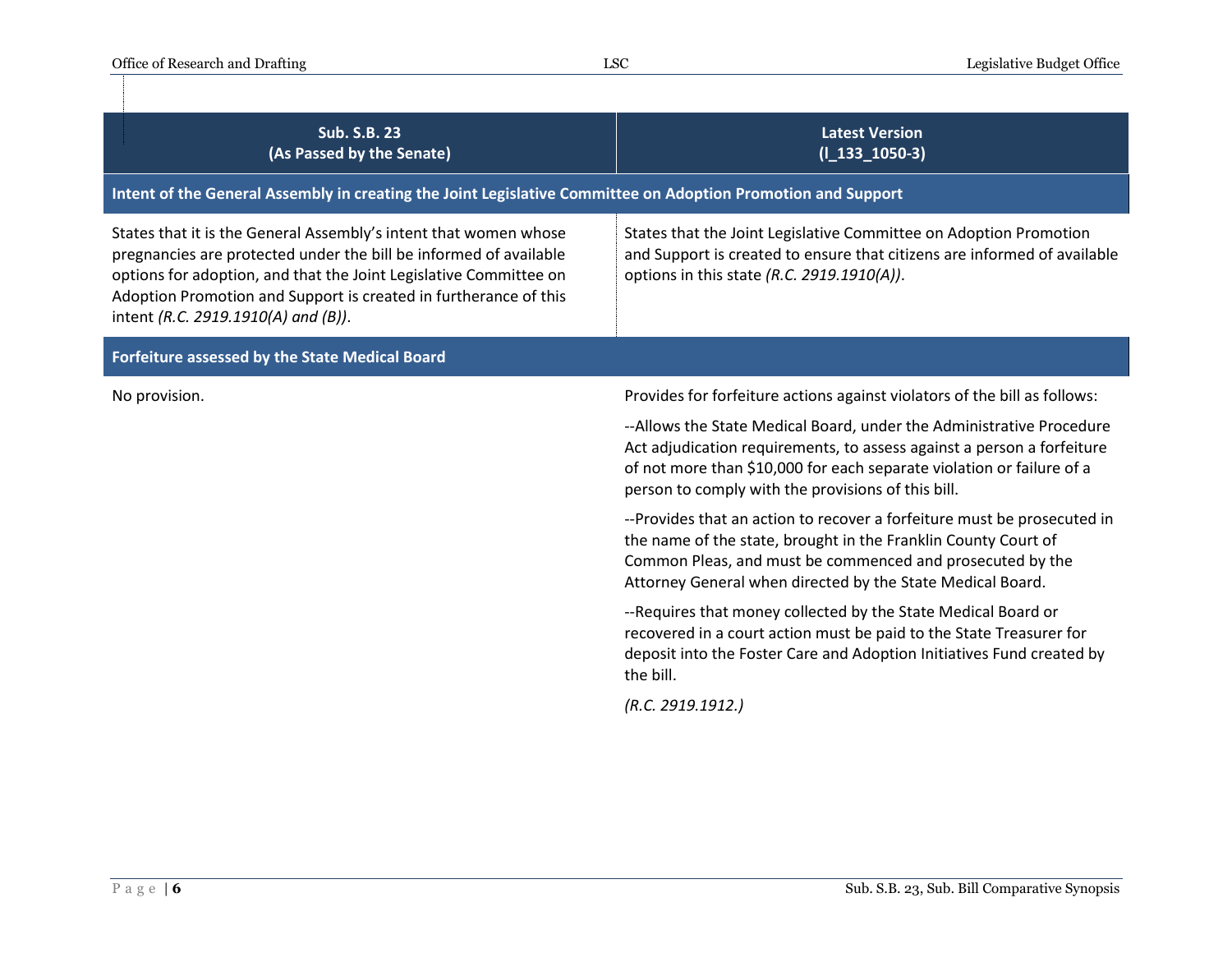| Sub. S.B. 23 (As Passed by the Senate) | Latest Version (l_133_1050-3) |
|---|---|
| **Intent of the General Assembly in creating the Joint Legislative Committee on Adoption Promotion and Support** | |
| States that it is the General Assembly's intent that women whose pregnancies are protected under the bill be informed of available options for adoption, and that the Joint Legislative Committee on Adoption Promotion and Support is created in furtherance of this intent *(R.C. 2919.1910(A) and (B))*. | States that the Joint Legislative Committee on Adoption Promotion and Support is created to ensure that citizens are informed of available options in this state *(R.C. 2919.1910(A))*. |
| **Forfeiture assessed by the State Medical Board** | |
| No provision. | Provides for forfeiture actions against violators of the bill as follows:<br><br>--Allows the State Medical Board, under the Administrative Procedure Act adjudication requirements, to assess against a person a forfeiture of not more than $10,000 for each separate violation or failure of a person to comply with the provisions of this bill.<br><br>--Provides that an action to recover a forfeiture must be prosecuted in the name of the state, brought in the Franklin County Court of Common Pleas, and must be commenced and prosecuted by the Attorney General when directed by the State Medical Board.<br><br>--Requires that money collected by the State Medical Board or recovered in a court action must be paid to the State Treasurer for deposit into the Foster Care and Adoption Initiatives Fund created by the bill.<br><br>*(R.C. 2919.1912.)* |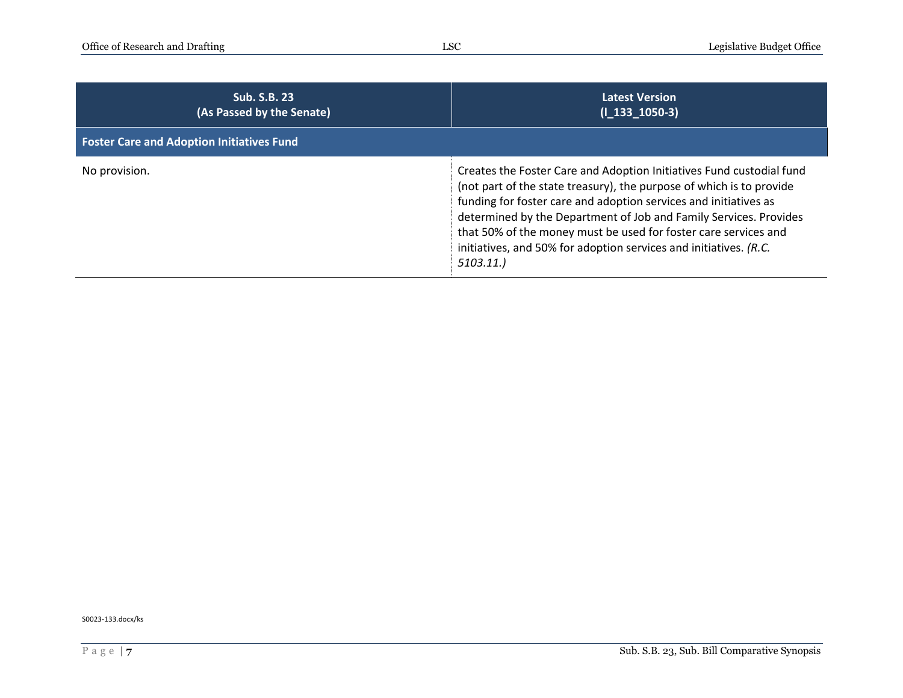| Sub. S.B. 23 (As Passed by the Senate) | Latest Version (l_133_1050-3) |
| --- | --- |
| **Foster Care and Adoption Initiatives Fund** | |
| No provision. | Creates the Foster Care and Adoption Initiatives Fund custodial fund (not part of the state treasury), the purpose of which is to provide funding for foster care and adoption services and initiatives as determined by the Department of Job and Family Services. Provides that 50% of the money must be used for foster care services and initiatives, and 50% for adoption services and initiatives. *(R.C. 5103.11.)* |

S0023-133.docx/ks